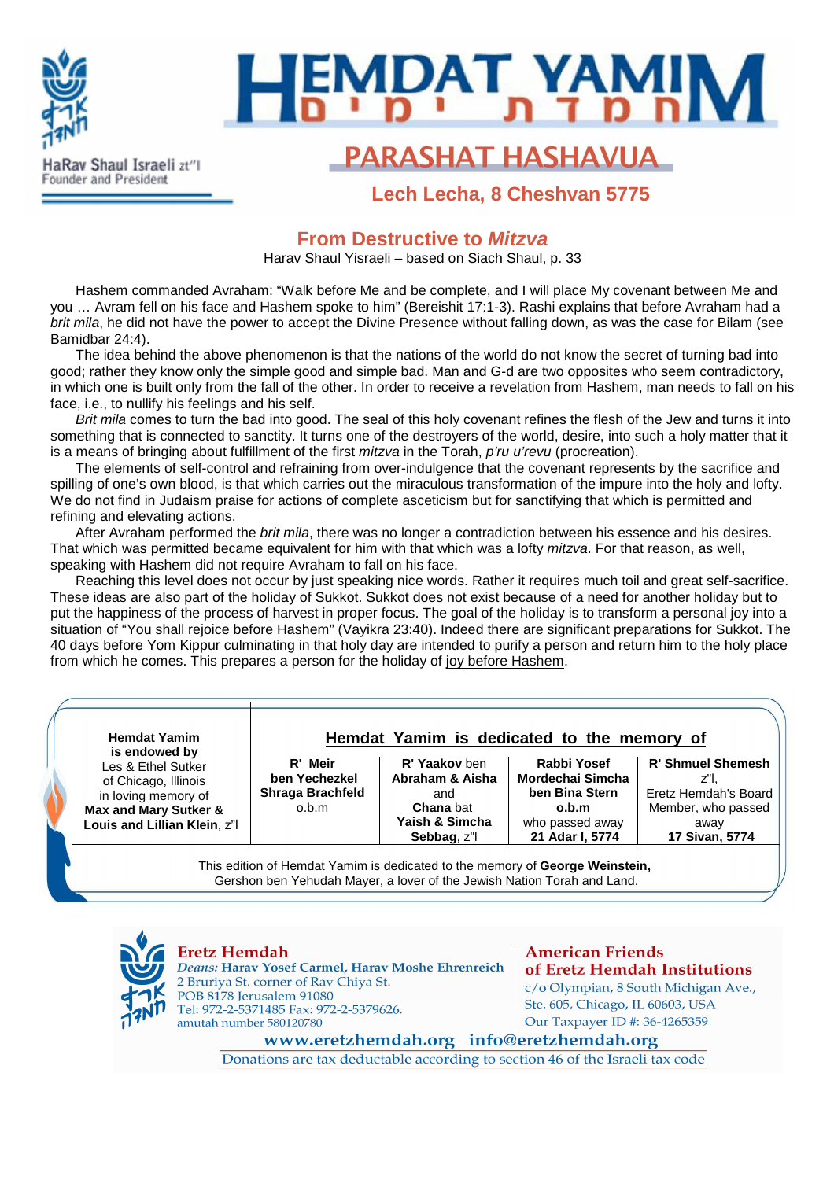HaRav Shaul Israeli zt"l
Founder and President

# HEMDAT YAMIM
חמדת ימים

## PARASHAT HASHAVUA

### Lech Lecha, 8 Cheshvan 5775

## From Destructive to *Mitzva*

Harav Shaul Yisraeli – based on Siach Shaul, p. 33

Hashem commanded Avraham: "Walk before Me and be complete, and I will place My covenant between Me and you … Avram fell on his face and Hashem spoke to him" (Bereishit 17:1-3). Rashi explains that before Avraham had a *brit mila*, he did not have the power to accept the Divine Presence without falling down, as was the case for Bilam (see Bamidbar 24:4).

The idea behind the above phenomenon is that the nations of the world do not know the secret of turning bad into good; rather they know only the simple good and simple bad. Man and G-d are two opposites who seem contradictory, in which one is built only from the fall of the other. In order to receive a revelation from Hashem, man needs to fall on his face, i.e., to nullify his feelings and his self.

*Brit mila* comes to turn the bad into good. The seal of this holy covenant refines the flesh of the Jew and turns it into something that is connected to sanctity. It turns one of the destroyers of the world, desire, into such a holy matter that it is a means of bringing about fulfillment of the first *mitzva* in the Torah, *p'ru u'revu* (procreation).

The elements of self-control and refraining from over-indulgence that the covenant represents by the sacrifice and spilling of one's own blood, is that which carries out the miraculous transformation of the impure into the holy and lofty. We do not find in Judaism praise for actions of complete asceticism but for sanctifying that which is permitted and refining and elevating actions.

After Avraham performed the *brit mila*, there was no longer a contradiction between his essence and his desires. That which was permitted became equivalent for him with that which was a lofty *mitzva*. For that reason, as well, speaking with Hashem did not require Avraham to fall on his face.

Reaching this level does not occur by just speaking nice words. Rather it requires much toil and great self-sacrifice. These ideas are also part of the holiday of Sukkot. Sukkot does not exist because of a need for another holiday but to put the happiness of the process of harvest in proper focus. The goal of the holiday is to transform a personal joy into a situation of "You shall rejoice before Hashem" (Vayikra 23:40). Indeed there are significant preparations for Sukkot. The 40 days before Yom Kippur culminating in that holy day are intended to purify a person and return him to the holy place from which he comes. This prepares a person for the holiday of joy before Hashem.

---

**Hemdat Yamim is endowed by** Les & Ethel Sutker of Chicago, Illinois in loving memory of **Max and Mary Sutker & Louis and Lillian Klein**, z"l

**Hemdat Yamim is dedicated to the memory of**

| | | | |
|---|---|---|---|
| **R' Meir ben Yechezkel Shraga Brachfeld** o.b.m | **R' Yaakov** ben **Abraham & Aisha** and **Chana** bat **Yaish & Simcha Sebbag**, z"l | **Rabbi Yosef Mordechai Simcha ben Bina Stern o.b.m** who passed away **21 Adar I, 5774** | **R' Shmuel Shemesh** z"l, Eretz Hemdah's Board Member, who passed away **17 Sivan, 5774** |

This edition of Hemdat Yamim is dedicated to the memory of **George Weinstein,** Gershon ben Yehudah Mayer, a lover of the Jewish Nation Torah and Land.

---

**Eretz Hemdah**
*Deans:* **Harav Yosef Carmel, Harav Moshe Ehrenreich**
2 Bruriya St. corner of Rav Chiya St.
POB 8178 Jerusalem 91080
Tel: 972-2-5371485 Fax: 972-2-5379626.
amutah number 580120780

**American Friends of Eretz Hemdah Institutions**
c/o Olympian, 8 South Michigan Ave., Ste. 605, Chicago, IL 60603, USA
Our Taxpayer ID #: 36-4265359

**www.eretzhemdah.org  info@eretzhemdah.org**

Donations are tax deductable according to section 46 of the Israeli tax code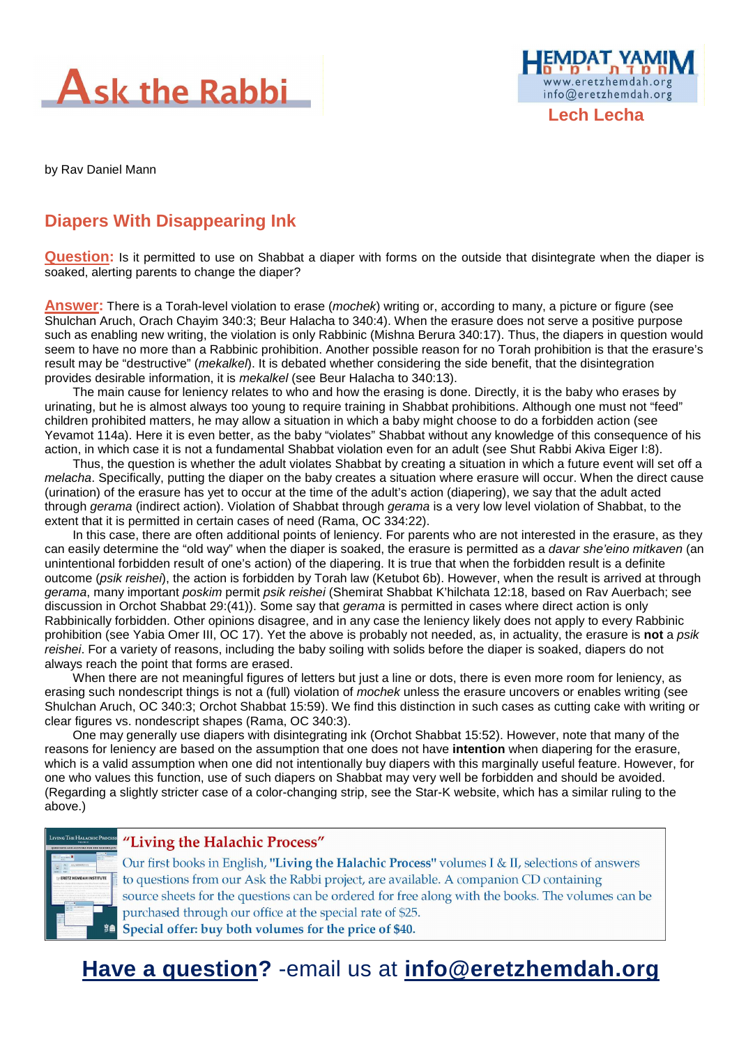# Ask the Rabbi

HEMDAT YAMIM
www.eretzhemdah.org
info@eretzhemdah.org

**Lech Lecha**

by Rav Daniel Mann

## Diapers With Disappearing Ink

**Question:** Is it permitted to use on Shabbat a diaper with forms on the outside that disintegrate when the diaper is soaked, alerting parents to change the diaper?

**Answer:** There is a Torah-level violation to erase (*mochek*) writing or, according to many, a picture or figure (see Shulchan Aruch, Orach Chayim 340:3; Beur Halacha to 340:4). When the erasure does not serve a positive purpose such as enabling new writing, the violation is only Rabbinic (Mishna Berura 340:17). Thus, the diapers in question would seem to have no more than a Rabbinic prohibition. Another possible reason for no Torah prohibition is that the erasure's result may be "destructive" (*mekalkel*). It is debated whether considering the side benefit, that the disintegration provides desirable information, it is *mekalkel* (see Beur Halacha to 340:13).

The main cause for leniency relates to who and how the erasing is done. Directly, it is the baby who erases by urinating, but he is almost always too young to require training in Shabbat prohibitions. Although one must not "feed" children prohibited matters, he may allow a situation in which a baby might choose to do a forbidden action (see Yevamot 114a). Here it is even better, as the baby "violates" Shabbat without any knowledge of this consequence of his action, in which case it is not a fundamental Shabbat violation even for an adult (see Shut Rabbi Akiva Eiger I:8).

Thus, the question is whether the adult violates Shabbat by creating a situation in which a future event will set off a *melacha*. Specifically, putting the diaper on the baby creates a situation where erasure will occur. When the direct cause (urination) of the erasure has yet to occur at the time of the adult's action (diapering), we say that the adult acted through *gerama* (indirect action). Violation of Shabbat through *gerama* is a very low level violation of Shabbat, to the extent that it is permitted in certain cases of need (Rama, OC 334:22).

In this case, there are often additional points of leniency. For parents who are not interested in the erasure, as they can easily determine the "old way" when the diaper is soaked, the erasure is permitted as a *davar she'eino mitkaven* (an unintentional forbidden result of one's action) of the diapering. It is true that when the forbidden result is a definite outcome (*psik reishei*), the action is forbidden by Torah law (Ketubot 6b). However, when the result is arrived at through *gerama*, many important *poskim* permit *psik reishei* (Shemirat Shabbat K'hilchata 12:18, based on Rav Auerbach; see discussion in Orchot Shabbat 29:(41)). Some say that *gerama* is permitted in cases where direct action is only Rabbinically forbidden. Other opinions disagree, and in any case the leniency likely does not apply to every Rabbinic prohibition (see Yabia Omer III, OC 17). Yet the above is probably not needed, as, in actuality, the erasure is **not** a *psik reishei*. For a variety of reasons, including the baby soiling with solids before the diaper is soaked, diapers do not always reach the point that forms are erased.

When there are not meaningful figures of letters but just a line or dots, there is even more room for leniency, as erasing such nondescript things is not a (full) violation of *mochek* unless the erasure uncovers or enables writing (see Shulchan Aruch, OC 340:3; Orchot Shabbat 15:59). We find this distinction in such cases as cutting cake with writing or clear figures vs. nondescript shapes (Rama, OC 340:3).

One may generally use diapers with disintegrating ink (Orchot Shabbat 15:52). However, note that many of the reasons for leniency are based on the assumption that one does not have **intention** when diapering for the erasure, which is a valid assumption when one did not intentionally buy diapers with this marginally useful feature. However, for one who values this function, use of such diapers on Shabbat may very well be forbidden and should be avoided. (Regarding a slightly stricter case of a color-changing strip, see the Star-K website, which has a similar ruling to the above.)

### "Living the Halachic Process"

Our first books in English, **"Living the Halachic Process"** volumes I & II, selections of answers to questions from our Ask the Rabbi project, are available. A companion CD containing source sheets for the questions can be ordered for free along with the books. The volumes can be purchased through our office at the special rate of $25.

**Special offer: buy both volumes for the price of $40.**

**Have a question?** -email us at **info@eretzhemdah.org**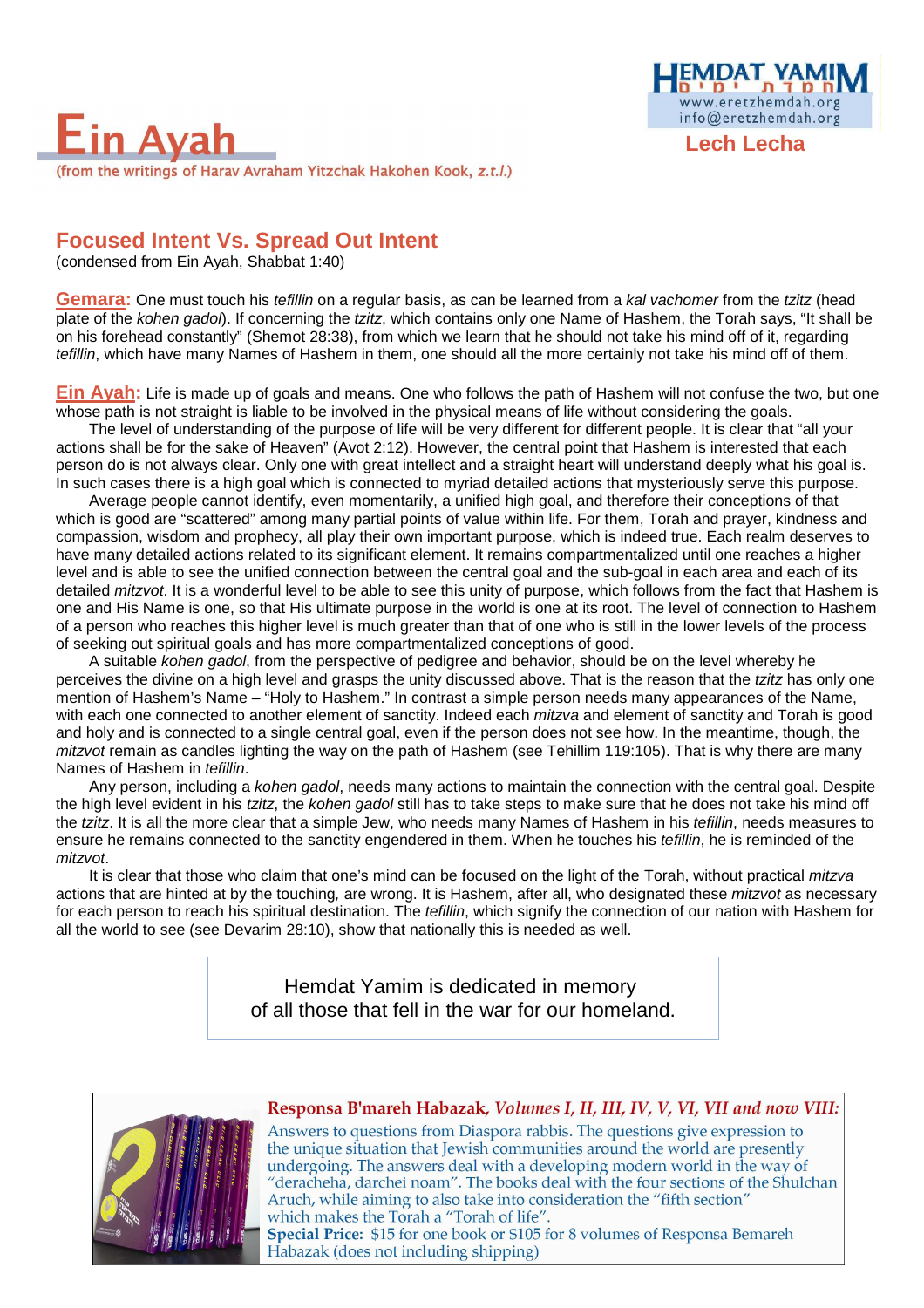# Ein Ayah

(from the writings of Harav Avraham Yitzchak Hakohen Kook, *z.t.l.*)

Lech Lecha

## Focused Intent Vs. Spread Out Intent

(condensed from Ein Ayah, Shabbat 1:40)

**Gemara:** One must touch his *tefillin* on a regular basis, as can be learned from a *kal vachomer* from the *tzitz* (head plate of the *kohen gadol*). If concerning the *tzitz*, which contains only one Name of Hashem, the Torah says, "It shall be on his forehead constantly" (Shemot 28:38), from which we learn that he should not take his mind off of it, regarding *tefillin*, which have many Names of Hashem in them, one should all the more certainly not take his mind off of them.

**Ein Ayah:** Life is made up of goals and means. One who follows the path of Hashem will not confuse the two, but one whose path is not straight is liable to be involved in the physical means of life without considering the goals.

The level of understanding of the purpose of life will be very different for different people. It is clear that "all your actions shall be for the sake of Heaven" (Avot 2:12). However, the central point that Hashem is interested that each person do is not always clear. Only one with great intellect and a straight heart will understand deeply what his goal is. In such cases there is a high goal which is connected to myriad detailed actions that mysteriously serve this purpose.

Average people cannot identify, even momentarily, a unified high goal, and therefore their conceptions of that which is good are "scattered" among many partial points of value within life. For them, Torah and prayer, kindness and compassion, wisdom and prophecy, all play their own important purpose, which is indeed true. Each realm deserves to have many detailed actions related to its significant element. It remains compartmentalized until one reaches a higher level and is able to see the unified connection between the central goal and the sub-goal in each area and each of its detailed *mitzvot*. It is a wonderful level to be able to see this unity of purpose, which follows from the fact that Hashem is one and His Name is one, so that His ultimate purpose in the world is one at its root. The level of connection to Hashem of a person who reaches this higher level is much greater than that of one who is still in the lower levels of the process of seeking out spiritual goals and has more compartmentalized conceptions of good.

A suitable *kohen gadol*, from the perspective of pedigree and behavior, should be on the level whereby he perceives the divine on a high level and grasps the unity discussed above. That is the reason that the *tzitz* has only one mention of Hashem's Name – "Holy to Hashem." In contrast a simple person needs many appearances of the Name, with each one connected to another element of sanctity. Indeed each *mitzva* and element of sanctity and Torah is good and holy and is connected to a single central goal, even if the person does not see how. In the meantime, though, the *mitzvot* remain as candles lighting the way on the path of Hashem (see Tehillim 119:105). That is why there are many Names of Hashem in *tefillin*.

Any person, including a *kohen gadol*, needs many actions to maintain the connection with the central goal. Despite the high level evident in his *tzitz*, the *kohen gadol* still has to take steps to make sure that he does not take his mind off the *tzitz*. It is all the more clear that a simple Jew, who needs many Names of Hashem in his *tefillin*, needs measures to ensure he remains connected to the sanctity engendered in them. When he touches his *tefillin*, he is reminded of the *mitzvot*.

It is clear that those who claim that one's mind can be focused on the light of the Torah, without practical *mitzva* actions that are hinted at by the touching*,* are wrong. It is Hashem, after all, who designated these *mitzvot* as necessary for each person to reach his spiritual destination. The *tefillin*, which signify the connection of our nation with Hashem for all the world to see (see Devarim 28:10), show that nationally this is needed as well.

Hemdat Yamim is dedicated in memory of all those that fell in the war for our homeland.

**Responsa B'mareh Habazak,** *Volumes I, II, III, IV, V, VI, VII and now VIII:* Answers to questions from Diaspora rabbis. The questions give expression to the unique situation that Jewish communities around the world are presently undergoing. The answers deal with a developing modern world in the way of "deracheha, darchei noam". The books deal with the four sections of the Shulchan Aruch, while aiming to also take into consideration the "fifth section" which makes the Torah a "Torah of life".

**Special Price:** $15 for one book or $105 for 8 volumes of Responsa Bemareh Habazak (does not including shipping)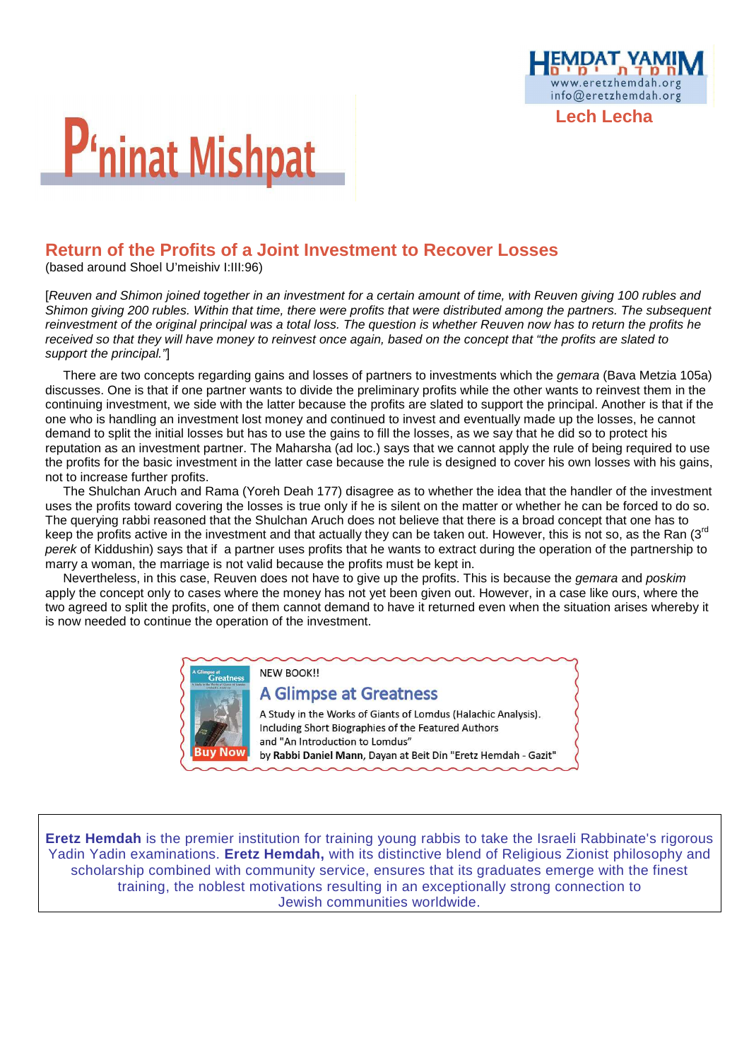Lech Lecha

# P'ninat Mishpat

## Return of the Profits of a Joint Investment to Recover Losses

(based around Shoel U'meishiv I:III:96)

[*Reuven and Shimon joined together in an investment for a certain amount of time, with Reuven giving 100 rubles and Shimon giving 200 rubles. Within that time, there were profits that were distributed among the partners. The subsequent reinvestment of the original principal was a total loss. The question is whether Reuven now has to return the profits he received so that they will have money to reinvest once again, based on the concept that "the profits are slated to support the principal."*]

There are two concepts regarding gains and losses of partners to investments which the *gemara* (Bava Metzia 105a) discusses. One is that if one partner wants to divide the preliminary profits while the other wants to reinvest them in the continuing investment, we side with the latter because the profits are slated to support the principal. Another is that if the one who is handling an investment lost money and continued to invest and eventually made up the losses, he cannot demand to split the initial losses but has to use the gains to fill the losses, as we say that he did so to protect his reputation as an investment partner. The Maharsha (ad loc.) says that we cannot apply the rule of being required to use the profits for the basic investment in the latter case because the rule is designed to cover his own losses with his gains, not to increase further profits.

The Shulchan Aruch and Rama (Yoreh Deah 177) disagree as to whether the idea that the handler of the investment uses the profits toward covering the losses is true only if he is silent on the matter or whether he can be forced to do so. The querying rabbi reasoned that the Shulchan Aruch does not believe that there is a broad concept that one has to keep the profits active in the investment and that actually they can be taken out. However, this is not so, as the Ran (3rd *perek* of Kiddushin) says that if a partner uses profits that he wants to extract during the operation of the partnership to marry a woman, the marriage is not valid because the profits must be kept in.

Nevertheless, in this case, Reuven does not have to give up the profits. This is because the *gemara* and *poskim* apply the concept only to cases where the money has not yet been given out. However, in a case like ours, where the two agreed to split the profits, one of them cannot demand to have it returned even when the situation arises whereby it is now needed to continue the operation of the investment.

NEW BOOK!!

**A Glimpse at Greatness**

A Study in the Works of Giants of Lomdus (Halachic Analysis).
Including Short Biographies of the Featured Authors
and "An Introduction to Lomdus"
by **Rabbi Daniel Mann**, Dayan at Beit Din "Eretz Hemdah - Gazit"

Buy Now

**Eretz Hemdah** is the premier institution for training young rabbis to take the Israeli Rabbinate's rigorous Yadin Yadin examinations. **Eretz Hemdah,** with its distinctive blend of Religious Zionist philosophy and scholarship combined with community service, ensures that its graduates emerge with the finest training, the noblest motivations resulting in an exceptionally strong connection to Jewish communities worldwide.